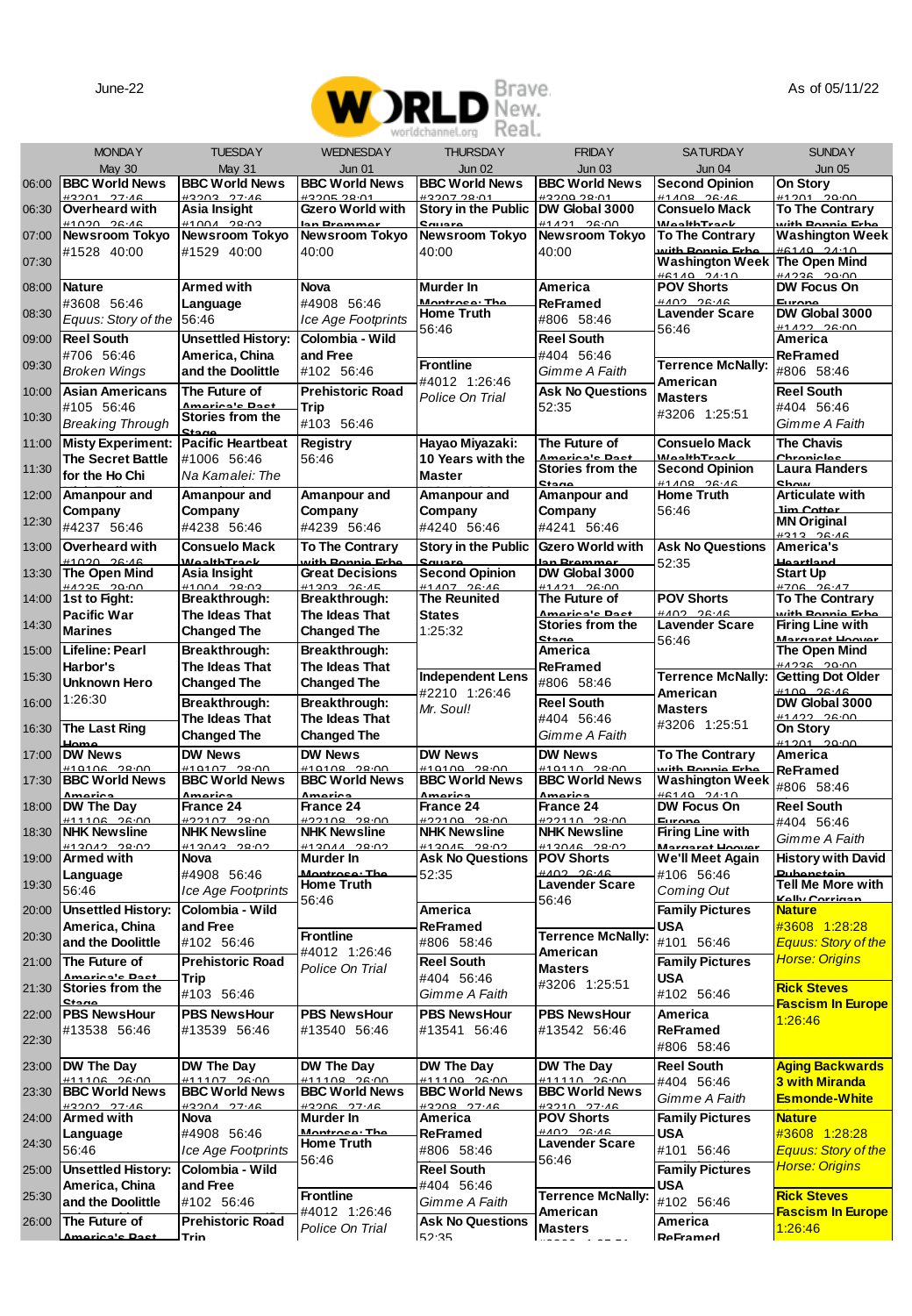June-22

WORLD Brave. New. Real. worldchannel.org

As of 05/11/22

| | MONDAY May 30 | TUESDAY May 31 | WEDNESDAY Jun 01 | THURSDAY Jun 02 | FRIDAY Jun 03 | SATURDAY Jun 04 | SUNDAY Jun 05 |
|---|---|---|---|---|---|---|---|
| 06:00 | **BBC World News** #3201 27:46 | **BBC World News** #3203 27:46 | **BBC World News** #3205 28:01 | **BBC World News** #3207 28:01 | **BBC World News** #3209 28:01 | **Second Opinion** #1408 26:46 | **On Story** #1201 29:00 |
| 06:30 | **Overheard with** #1020 26:46 | **Asia Insight** #1004 28:03 | **Gzero World with Ian Bremmer** | **Story in the Public Square** | **DW Global 3000** #1421 26:00 | **Consuelo Mack WealthTrack** | **To The Contrary with Bonnie Erbe** |
| 07:00 | **Newsroom Tokyo** #1528 40:00 | **Newsroom Tokyo** #1529 40:00 | **Newsroom Tokyo** 40:00 | **Newsroom Tokyo** 40:00 | **Newsroom Tokyo** 40:00 | **To The Contrary with Bonnie Erbe** | **Washington Week** #6140 24:10 |
| 07:30 | | | | | | **Washington Week** #6140 24:10 | **The Open Mind** #4236 29:00 |
| 08:00 | **Nature** #3608 56:46 *Equus: Story of the* | **Armed with Language** 56:46 | **Nova** #4908 56:46 *Ice Age Footprints* | **Murder In Montrose: The** | **America ReFramed** #806 58:46 | **POV Shorts** #402 26:46 | **DW Focus On Europe** |
| 08:30 | | | | **Home Truth** 56:46 | | **Lavender Scare** 56:46 | **DW Global 3000** #1422 26:00 |
| 09:00 | **Reel South** #706 56:46 *Broken Wings* | **Unsettled History: America, China and the Doolittle** | **Colombia - Wild and Free** #102 56:46 | | **Reel South** #404 56:46 *Gimme A Faith* | | **America ReFramed** #806 58:46 |
| 09:30 | | | | **Frontline** #4012 1:26:46 *Police On Trial* | | **Terrence McNally: American Masters** #3206 1:25:51 | |
| 10:00 | **Asian Americans** #105 56:46 *Breaking Through* | **The Future of America's Past Stories from the Stage** | **Prehistoric Road Trip** #103 56:46 | | **Ask No Questions** 52:35 | | **Reel South** #404 56:46 *Gimme A Faith* |
| 10:30 | | | | | | | |
| 11:00 | **Misty Experiment: The Secret Battle for the Ho Chi** | **Pacific Heartbeat** #1006 56:46 *Na Kamalei: The* | **Registry** 56:46 | **Hayao Miyazaki: 10 Years with the Master** | **The Future of America's Past Stories from the Stage** | **Consuelo Mack WealthTrack** | **The Chavis Chronicles** |
| 11:30 | | | | | | **Second Opinion** #1408 26:46 | **Laura Flanders Show** |
| 12:00 | **Amanpour and Company** #4237 56:46 | **Amanpour and Company** #4238 56:46 | **Amanpour and Company** #4239 56:46 | **Amanpour and Company** #4240 56:46 | **Amanpour and Company** #4241 56:46 | **Home Truth** 56:46 | **Articulate with Jim Cotter** |
| 12:30 | | | | | | | **MN Original** #312 26:46 |
| 13:00 | **Overheard with** #1020 26:46 | **Consuelo Mack WealthTrack** | **To The Contrary with Bonnie Erbe** | **Story in the Public Square** | **Gzero World with Ian Bremmer** | **Ask No Questions** 52:35 | **America's Heartland** |
| 13:30 | **The Open Mind** #4235 29:00 | **Asia Insight** #1004 28:03 | **Great Decisions** #1303 26:45 | **Second Opinion** #1407 26:46 | **DW Global 3000** #1421 26:00 | | **Start Up** #706 26:47 |
| 14:00 | **1st to Fight: Pacific War Marines** | **Breakthrough: The Ideas That Changed The** | **Breakthrough: The Ideas That Changed The** | **The Reunited States** 1:25:32 | **The Future of America's Past Stories from the Stage** | **POV Shorts** #402 26:46 | **To The Contrary with Bonnie Erbe** |
| 14:30 | | | | | | **Lavender Scare** 56:46 | **Firing Line with Margaret Hoover** |
| 15:00 | **Lifeline: Pearl Harbor's Unknown Hero** 1:26:30 | **Breakthrough: The Ideas That Changed The** | **Breakthrough: The Ideas That Changed The** | | **America ReFramed** #806 58:46 | | **The Open Mind** #4236 29:00 |
| 15:30 | | | | **Independent Lens** #2210 1:26:46 *Mr. Soul!* | | **Terrence McNally: American Masters** #3206 1:25:51 | **Getting Dot Older** #109 26:46 |
| 16:00 | | **Breakthrough: The Ideas That Changed The** | **Breakthrough: The Ideas That Changed The** | | **Reel South** #404 56:46 *Gimme A Faith* | | **DW Global 3000** #1422 26:00 |
| 16:30 | **The Last Ring Home** | | | | | | **On Story** #1201 29:00 |
| 17:00 | **DW News** #19106 28:00 | **DW News** #19107 28:00 | **DW News** #19108 28:00 | **DW News** #19109 28:00 | **DW News** #19110 28:00 | **To The Contrary with Bonnie Erbe** | **America ReFramed** #806 58:46 |
| 17:30 | **BBC World News America** | **BBC World News America** | **BBC World News America** | **BBC World News America** | **BBC World News America** | **Washington Week** #6140 24:10 | |
| 18:00 | **DW The Day** #11106 26:00 | **France 24** #22107 28:00 | **France 24** #22108 28:00 | **France 24** #22109 28:00 | **France 24** #22110 28:00 | **DW Focus On Europe** | **Reel South** #404 56:46 *Gimme A Faith* |
| 18:30 | **NHK Newsline** #13042 28:02 | **NHK Newsline** #13043 28:02 | **NHK Newsline** #13044 28:02 | **NHK Newsline** #13045 28:02 | **NHK Newsline** #13046 28:02 | **Firing Line with Margaret Hoover** | |
| 19:00 | **Armed with Language** 56:46 | **Nova** #4908 56:46 *Ice Age Footprints* | **Murder In Montrose: The** | **Ask No Questions** 52:35 | **POV Shorts** #402 26:46 | **We'll Meet Again** #106 56:46 *Coming Out* | **History with David Rubenstein** |
| 19:30 | | | **Home Truth** 56:46 | | **Lavender Scare** 56:46 | | **Tell Me More with Kelly Corrigan** |
| 20:00 | **Unsettled History: America, China and the Doolittle** | **Colombia - Wild and Free** #102 56:46 | | **America ReFramed** #806 58:46 | | **Family Pictures USA** #101 56:46 | **Nature** #3608 1:28:28 *Equus: Story of the Horse: Origins* |
| 20:30 | | | **Frontline** #4012 1:26:46 *Police On Trial* | | **Terrence McNally: American Masters** #3206 1:25:51 | | |
| 21:00 | **The Future of America's Past Stories from the Stage** | **Prehistoric Road Trip** #103 56:46 | | **Reel South** #404 56:46 *Gimme A Faith* | | **Family Pictures USA** #102 56:46 | |
| 21:30 | | | | | | | **Rick Steves Fascism In Europe** 1:26:46 |
| 22:00 | **PBS NewsHour** #13538 56:46 | **PBS NewsHour** #13539 56:46 | **PBS NewsHour** #13540 56:46 | **PBS NewsHour** #13541 56:46 | **PBS NewsHour** #13542 56:46 | **America ReFramed** #806 58:46 | |
| 22:30 | | | | | | | |
| 23:00 | **DW The Day** #11106 26:00 | **DW The Day** #11107 26:00 | **DW The Day** #11108 26:00 | **DW The Day** #11109 26:00 | **DW The Day** #11110 26:00 | **Reel South** #404 56:46 *Gimme A Faith* | **Aging Backwards 3 with Miranda Esmonde-White** |
| 23:30 | **BBC World News** #3202 27:46 | **BBC World News** #3204 27:46 | **BBC World News** #3206 27:46 | **BBC World News** #3208 27:46 | **BBC World News** #3210 27:46 | | |
| 24:00 | **Armed with Language** 56:46 | **Nova** #4908 56:46 *Ice Age Footprints* | **Murder In Montrose: The** | **America ReFramed** #806 58:46 | **POV Shorts** #402 26:46 | **Family Pictures USA** #101 56:46 | **Nature** #3608 1:28:28 *Equus: Story of the Horse: Origins* |
| 24:30 | | | **Home Truth** 56:46 | | **Lavender Scare** 56:46 | | |
| 25:00 | **Unsettled History: America, China and the Doolittle** | **Colombia - Wild and Free** #102 56:46 | | **Reel South** #404 56:46 *Gimme A Faith* | | **Family Pictures USA** #102 56:46 | |
| 25:30 | | | **Frontline** #4012 1:26:46 *Police On Trial* | | **Terrence McNally: American Masters** | | **Rick Steves Fascism In Europe** 1:26:46 |
| 26:00 | **The Future of America's Past** | **Prehistoric Road Trip** | | **Ask No Questions** 52:35 | | **America ReFramed** | |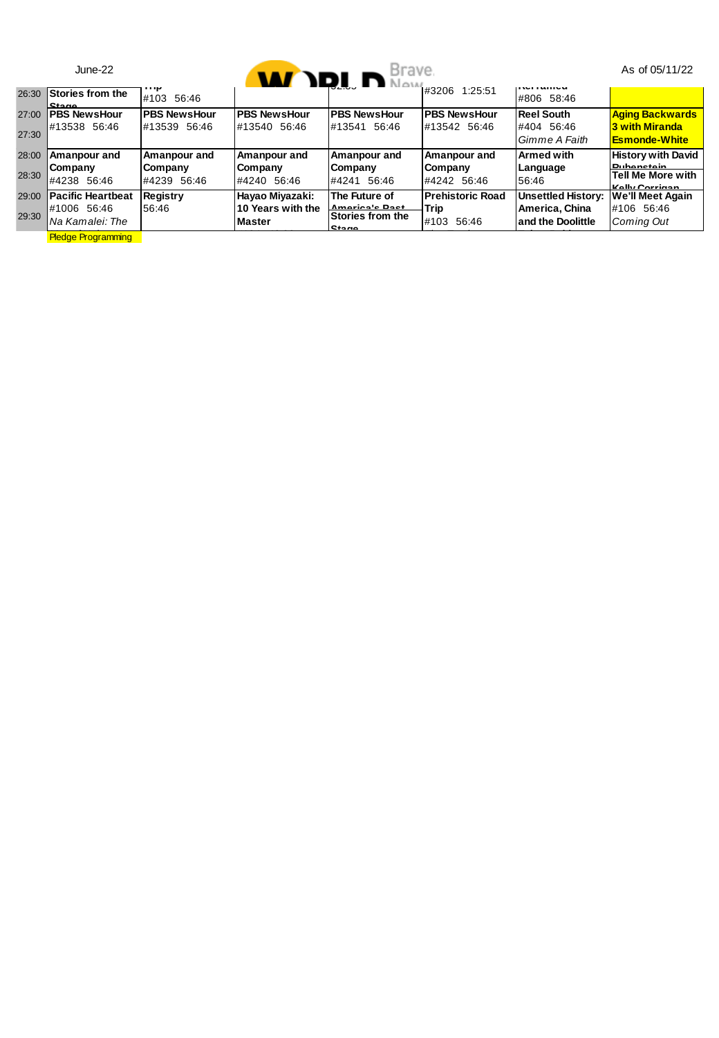June-22 | As of 05/11/22

| | | | | | | | |
|---|---|---|---|---|---|---|---|
| 26:30 | **Stories from the Stage** | **Trip** #103 56:46 | | 52:53 | #3206 1:25:51 | **ReFramed** #806 58:46 | |
| 27:00 / 27:30 | **PBS NewsHour** #13538 56:46 | **PBS NewsHour** #13539 56:46 | **PBS NewsHour** #13540 56:46 | **PBS NewsHour** #13541 56:46 | **PBS NewsHour** #13542 56:46 | **Reel South** #404 56:46 *Gimme A Faith* | **Aging Backwards 3 with Miranda Esmonde-White** |
| 28:00 / 28:30 | **Amanpour and Company** #4238 56:46 | **Amanpour and Company** #4239 56:46 | **Amanpour and Company** #4240 56:46 | **Amanpour and Company** #4241 56:46 | **Amanpour and Company** #4242 56:46 | **Armed with Language** 56:46 | **History with David Rubenstein** / **Tell Me More with Kelly Corrigan** |
| 29:00 / 29:30 | **Pacific Heartbeat** #1006 56:46 *Na Kamalei: The* | **Registry** 56:46 | **Hayao Miyazaki: 10 Years with the Master** | **The Future of America's Past** / **Stories from the Stage** | **Prehistoric Road Trip** #103 56:46 | **Unsettled History: America, China and the Doolittle** | **We'll Meet Again** #106 56:46 *Coming Out* |

Pledge Programming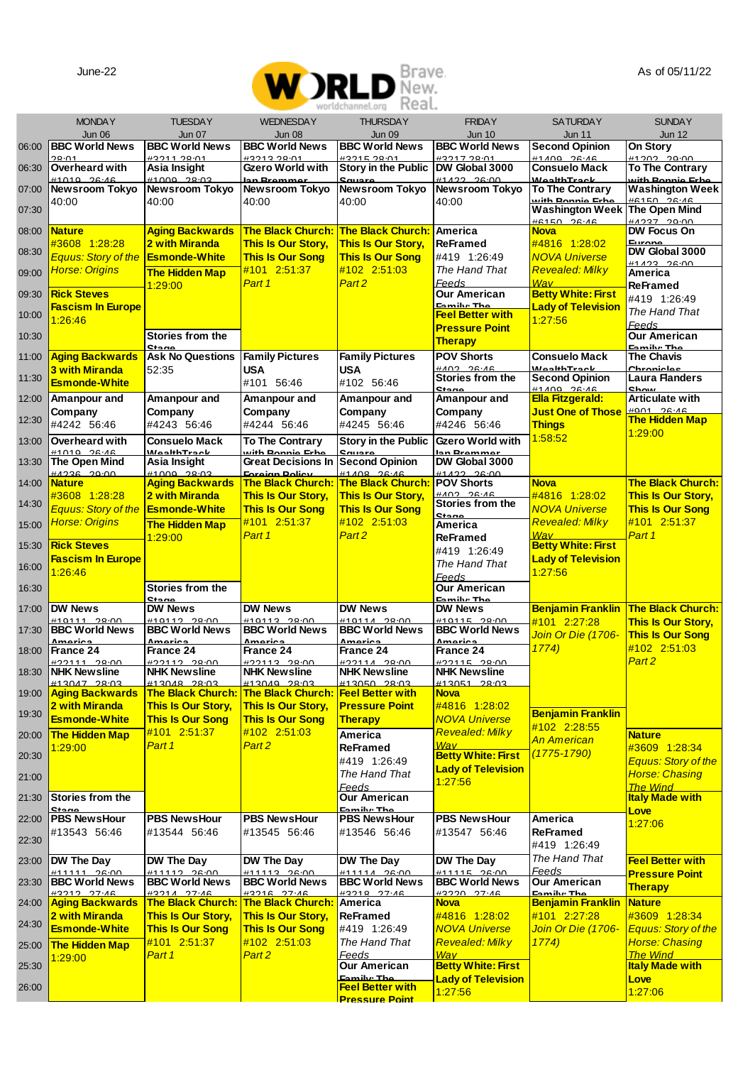June-22

WORLD Brave. New. Real. worldchannel.org

As of 05/11/22

| | MONDAY Jun 06 | TUESDAY Jun 07 | WEDNESDAY Jun 08 | THURSDAY Jun 09 | FRIDAY Jun 10 | SATURDAY Jun 11 | SUNDAY Jun 12 |
|---|---|---|---|---|---|---|---|
| 06:00 | **BBC World News** 28:01 | **BBC World News** #3211 28:01 | **BBC World News** #3213 28:01 | **BBC World News** #3215 28:01 | **BBC World News** #3217 28:01 | **Second Opinion** #1409 26:46 | **On Story** #1202 29:00 |
| 06:30 | **Overheard with** #1019 26:46 | **Asia Insight** #1009 28:03 | **Gzero World with Ian Bremmer** | **Story in the Public Square** | **DW Global 3000** #1422 26:00 | **Consuelo Mack WealthTrack** | **To The Contrary with Bonnie Erbe** |
| 07:00 | **Newsroom Tokyo** 40:00 | **Newsroom Tokyo** 40:00 | **Newsroom Tokyo** 40:00 | **Newsroom Tokyo** 40:00 | **Newsroom Tokyo** 40:00 | **To The Contrary with Bonnie Erbe** | **Washington Week** #6150 26:46 |
| 07:30 | | | | | | **Washington Week** #6150 26:46 | **The Open Mind** #4237 29:00 |
| 08:00 | **Nature** #3608 1:28:28 *Equus: Story of the Horse: Origins* | **Aging Backwards 2 with Miranda Esmonde-White** | **The Black Church: This Is Our Story, This Is Our Song** #101 2:51:37 *Part 1* | **The Black Church: This Is Our Story, This Is Our Song** #102 2:51:03 *Part 2* | **America ReFramed** #419 1:26:49 *The Hand That Feeds* | **Nova** #4816 1:28:02 *NOVA Universe Revealed: Milky Way* | **DW Focus On Europe** |
| 08:30 | | | | | | | **DW Global 3000** #1423 26:00 |
| 09:00 | | **The Hidden Map** 1:29:00 | | | | | **America ReFramed** #419 1:26:49 *The Hand That Feeds* |
| 09:30 | **Rick Steves Fascism In Europe** 1:26:46 | | | | **Our American Family: The** | **Betty White: First Lady of Television** 1:27:56 | |
| 10:00 | | | | | **Feel Better with Pressure Point Therapy** | | |
| 10:30 | | **Stories from the Stage** | | | | | **Our American Family: The** |
| 11:00 | **Aging Backwards 3 with Miranda Esmonde-White** | **Ask No Questions** 52:35 | **Family Pictures USA** #101 56:46 | **Family Pictures USA** #102 56:46 | **POV Shorts** #402 26:46 | **Consuelo Mack WealthTrack** | **The Chavis Chronicles** |
| 11:30 | | | | | **Stories from the Stage** | **Second Opinion** #1409 26:46 | **Laura Flanders Show** |
| 12:00 | **Amanpour and Company** #4242 56:46 | **Amanpour and Company** #4243 56:46 | **Amanpour and Company** #4244 56:46 | **Amanpour and Company** #4245 56:46 | **Amanpour and Company** #4246 56:46 | **Ella Fitzgerald: Just One of Those Things** 1:58:52 | **Articulate with** #901 26:46 |
| 12:30 | | | | | | | **The Hidden Map** 1:29:00 |
| 13:00 | **Overheard with** #1019 26:46 | **Consuelo Mack WealthTrack** | **To The Contrary with Bonnie Erbe** | **Story in the Public Square** | **Gzero World with Ian Bremmer** | | |
| 13:30 | **The Open Mind** #4236 29:00 | **Asia Insight** #1009 28:03 | **Great Decisions In Foreign Policy** | **Second Opinion** #1408 26:46 | **DW Global 3000** #1422 26:00 | | |
| 14:00 | **Nature** #3608 1:28:28 *Equus: Story of the Horse: Origins* | **Aging Backwards 2 with Miranda Esmonde-White** | **The Black Church: This Is Our Story, This Is Our Song** #101 2:51:37 *Part 1* | **The Black Church: This Is Our Story, This Is Our Song** #102 2:51:03 *Part 2* | **POV Shorts** #402 26:46 | **Nova** #4816 1:28:02 *NOVA Universe Revealed: Milky Way* | **The Black Church: This Is Our Story, This Is Our Song** #101 2:51:37 *Part 1* |
| 14:30 | | | | | **Stories from the Stage** | | |
| 15:00 | | **The Hidden Map** 1:29:00 | | | **America ReFramed** #419 1:26:49 *The Hand That Feeds* | | |
| 15:30 | **Rick Steves Fascism In Europe** 1:26:46 | | | | | **Betty White: First Lady of Television** 1:27:56 | |
| 16:00 | | | | | | | |
| 16:30 | | **Stories from the Stage** | | | **Our American Family: The** | | |
| 17:00 | **DW News** #19111 28:00 | **DW News** #19112 28:00 | **DW News** #19113 28:00 | **DW News** #19114 28:00 | **DW News** #19115 28:00 | **Benjamin Franklin** #101 2:27:28 *Join Or Die (1706-1774)* | **The Black Church: This Is Our Story, This Is Our Song** #102 2:51:03 *Part 2* |
| 17:30 | **BBC World News America** | **BBC World News America** | **BBC World News America** | **BBC World News America** | **BBC World News America** | | |
| 18:00 | **France 24** #22111 28:00 | **France 24** #22112 28:00 | **France 24** #22113 28:00 | **France 24** #22114 28:00 | **France 24** #22115 28:00 | | |
| 18:30 | **NHK Newsline** #13047 28:03 | **NHK Newsline** #13048 28:03 | **NHK Newsline** #13049 28:03 | **NHK Newsline** #13050 28:03 | **NHK Newsline** #13051 28:03 | | |
| 19:00 | **Aging Backwards 2 with Miranda Esmonde-White** | **The Black Church: This Is Our Story, This Is Our Song** #101 2:51:37 *Part 1* | **The Black Church: This Is Our Story, This Is Our Song** #102 2:51:03 *Part 2* | **Feel Better with Pressure Point Therapy** | **Nova** #4816 1:28:02 *NOVA Universe Revealed: Milky Way* | | |
| 19:30 | | | | | | **Benjamin Franklin** #102 2:28:55 *An American (1775-1790)* | |
| 20:00 | **The Hidden Map** 1:29:00 | | | **America ReFramed** #419 1:26:49 *The Hand That Feeds* | | | **Nature** #3609 1:28:34 *Equus: Story of the Horse: Chasing The Wind* |
| 20:30 | | | | | **Betty White: First Lady of Television** 1:27:56 | | |
| 21:00 | | | | | | | |
| 21:30 | **Stories from the Stage** | | | **Our American Family: The** | | | **Italy Made with Love** 1:27:06 |
| 22:00 | **PBS NewsHour** #13543 56:46 | **PBS NewsHour** #13544 56:46 | **PBS NewsHour** #13545 56:46 | **PBS NewsHour** #13546 56:46 | **PBS NewsHour** #13547 56:46 | **America ReFramed** #419 1:26:49 *The Hand That Feeds* | |
| 22:30 | | | | | | | |
| 23:00 | **DW The Day** #11111 26:00 | **DW The Day** #11112 26:00 | **DW The Day** #11113 26:00 | **DW The Day** #11114 26:00 | **DW The Day** #11115 26:00 | | **Feel Better with Pressure Point Therapy** |
| 23:30 | **BBC World News** #3212 27:46 | **BBC World News** #3214 27:46 | **BBC World News** #3216 27:46 | **BBC World News** #3218 27:46 | **BBC World News** #3220 27:46 | **Our American Family: The** | |
| 24:00 | **Aging Backwards 2 with Miranda Esmonde-White** | **The Black Church: This Is Our Story, This Is Our Song** #101 2:51:37 *Part 1* | **The Black Church: This Is Our Story, This Is Our Song** #102 2:51:03 *Part 2* | **America ReFramed** #419 1:26:49 *The Hand That Feeds* | **Nova** #4816 1:28:02 *NOVA Universe Revealed: Milky Way* | **Benjamin Franklin** #101 2:27:28 *Join Or Die (1706-1774)* | **Nature** #3609 1:28:34 *Equus: Story of the Horse: Chasing The Wind* |
| 24:30 | | | | | | | |
| 25:00 | **The Hidden Map** 1:29:00 | | | | **Betty White: First Lady of Television** 1:27:56 | | |
| 25:30 | | | | **Our American Family: The** | | | **Italy Made with Love** 1:27:06 |
| 26:00 | | | | **Feel Better with Pressure Point** | | | |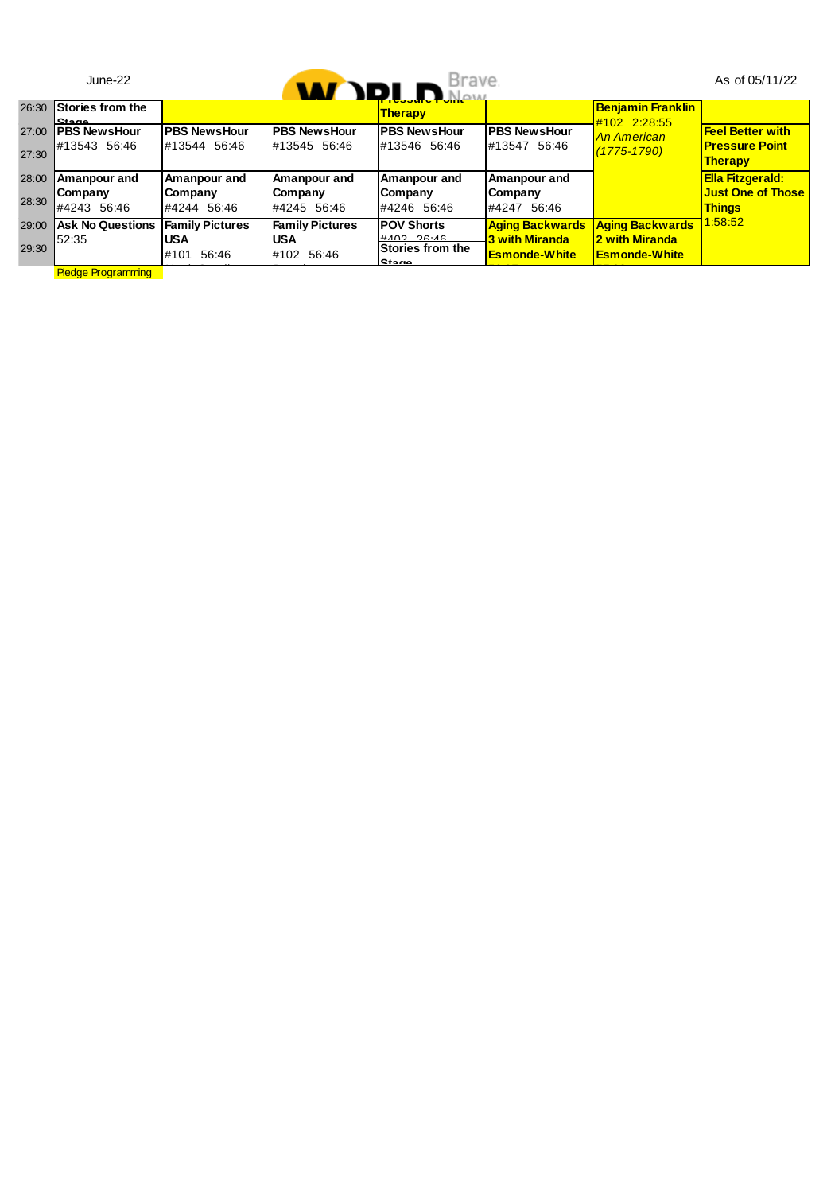June-22 | As of 05/11/22

| | | | | | | | |
|---|---|---|---|---|---|---|---|
| 26:30 | **Stories from the Stage** | | | **Pressure Point Therapy** | | **Benjamin Franklin** #102 2:28:55 *An American (1775-1790)* | |
| 27:00 | **PBS NewsHour** #13543 56:46 | **PBS NewsHour** #13544 56:46 | **PBS NewsHour** #13545 56:46 | **PBS NewsHour** #13546 56:46 | **PBS NewsHour** #13547 56:46 | | **Feel Better with Pressure Point Therapy** |
| 27:30 | | | | | | | |
| 28:00 | **Amanpour and Company** #4243 56:46 | **Amanpour and Company** #4244 56:46 | **Amanpour and Company** #4245 56:46 | **Amanpour and Company** #4246 56:46 | **Amanpour and Company** #4247 56:46 | | **Ella Fitzgerald: Just One of Those Things** 1:58:52 |
| 28:30 | | | | | | | |
| 29:00 | **Ask No Questions** 52:35 | **Family Pictures USA** #101 56:46 | **Family Pictures USA** #102 56:46 | **POV Shorts** #402 26:46 | **Aging Backwards 3 with Miranda Esmonde-White** | **Aging Backwards 2 with Miranda Esmonde-White** | |
| 29:30 | | | | **Stories from the Stage** | | | |

Pledge Programming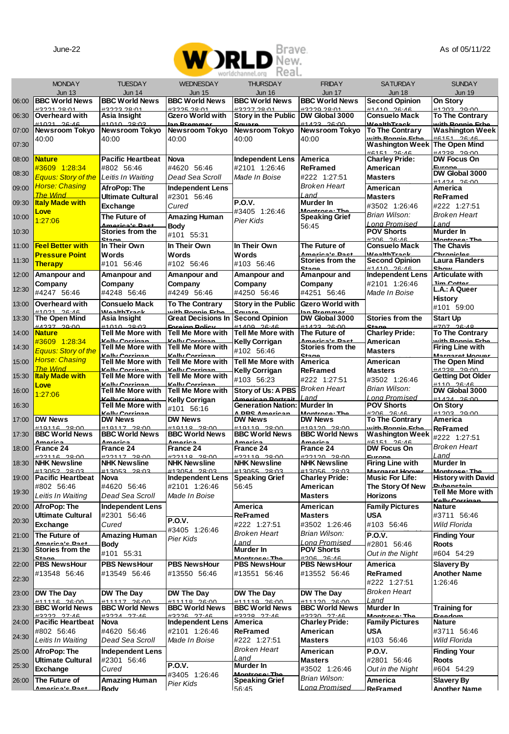June-22

As of 05/11/22

| | MONDAY Jun 13 | TUESDAY Jun 14 | WEDNESDAY Jun 15 | THURSDAY Jun 16 | FRIDAY Jun 17 | SATURDAY Jun 18 | SUNDAY Jun 19 |
|---|---|---|---|---|---|---|---|
| 06:00 | **BBC World News** #3221 28:01 | **BBC World News** #3223 28:01 | **BBC World News** #3225 28:01 | **BBC World News** #3227 28:01 | **BBC World News** #3229 28:01 | **Second Opinion** #1410 26:46 | **On Story** #1203 29:00 |
| 06:30 | **Overheard with** #1021 26:46 | **Asia Insight** #1010 28:03 | **Gzero World with Ian Bremmer** | **Story in the Public Square** | **DW Global 3000** #1423 26:00 | **Consuelo Mack WealthTrack** | **To The Contrary with Bonnie Erbe** |
| 07:00 | **Newsroom Tokyo** 40:00 | **Newsroom Tokyo** 40:00 | **Newsroom Tokyo** 40:00 | **Newsroom Tokyo** 40:00 | **Newsroom Tokyo** 40:00 | **To The Contrary with Bonnie Erbe** | **Washington Week** #6151 26:46 |
| 07:30 | | | | | | **Washington Week** #6151 26:46 | **The Open Mind** #4238 29:00 |
| 08:00 | **Nature** #3609 1:28:34 *Equus: Story of the Horse: Chasing The Wind* | **Pacific Heartbeat** #802 56:46 *Leitis In Waiting* | **Nova** #4620 56:46 *Dead Sea Scroll* | **Independent Lens** #2101 1:26:46 *Made In Boise* | **America ReFramed** #222 1:27:51 *Broken Heart Land* | **Charley Pride: American Masters** | **DW Focus On Europe** |
| 08:30 | | | | | | | **DW Global 3000** #1424 26:00 |
| 09:00 | | **AfroPop: The Ultimate Cultural Exchange** | **Independent Lens** #2301 56:46 *Cured* | | | **American Masters** #3502 1:26:46 *Brian Wilson: Long Promised* | **America ReFramed** #222 1:27:51 *Broken Heart Land* |
| 09:30 | **Italy Made with Love** 1:27:06 | | | **P.O.V.** #3405 1:26:46 *Pier Kids* | **Murder In Montrose: The** | | |
| 10:00 | | **The Future of America's Past** | **Amazing Human Body** #101 55:31 | | **Speaking Grief** 56:45 | | |
| 10:30 | | **Stories from the Stage** | | | | **POV Shorts** #206 26:46 | **Murder In Montrose: The** |
| 11:00 | **Feel Better with Pressure Point Therapy** | **In Their Own Words** #101 56:46 | **In Their Own Words** #102 56:46 | **In Their Own Words** #103 56:46 | **The Future of America's Past** | **Consuelo Mack WealthTrack** | **The Chavis Chronicles** |
| 11:30 | | | | | **Stories from the Stage** | **Second Opinion** #1410 26:46 | **Laura Flanders Show** |
| 12:00 | **Amanpour and Company** #4247 56:46 | **Amanpour and Company** #4248 56:46 | **Amanpour and Company** #4249 56:46 | **Amanpour and Company** #4250 56:46 | **Amanpour and Company** #4251 56:46 | **Independent Lens** #2101 1:26:46 *Made In Boise* | **Articulate with Jim Cotter** |
| 12:30 | | | | | | | **L.A.: A Queer History** #101 59:00 |
| 13:00 | **Overheard with** #1021 26:46 | **Consuelo Mack WealthTrack** | **To The Contrary with Bonnie Erbe** | **Story in the Public Square** | **Gzero World with Ian Bremmer** | | |
| 13:30 | **The Open Mind** #4237 29:00 | **Asia Insight** #1010 28:03 | **Great Decisions In Foreign Policy** | **Second Opinion** #1409 26:46 | **DW Global 3000** #1423 26:00 | **Stories from the Stage** | **Start Up** #707 26:48 |
| 14:00 | **Nature** #3609 1:28:34 *Equus: Story of the Horse: Chasing The Wind* | **Tell Me More with Kelly Corrigan** | **Tell Me More with Kelly Corrigan** | **Tell Me More with Kelly Corrigan** #102 56:46 | **The Future of America's Past** | **Charley Pride: American Masters** | **To The Contrary with Bonnie Erbe** |
| 14:30 | | **Tell Me More with Kelly Corrigan** | **Tell Me More with Kelly Corrigan** | | **Stories from the Stage** | | **Firing Line with Margaret Hoover** |
| 15:00 | | **Tell Me More with Kelly Corrigan** | **Tell Me More with Kelly Corrigan** | **Tell Me More with Kelly Corrigan** #103 56:23 | **America ReFramed** #222 1:27:51 *Broken Heart Land* | **American Masters** #3502 1:26:46 *Brian Wilson: Long Promised* | **The Open Mind** #4238 29:00 |
| 15:30 | **Italy Made with Love** 1:27:06 | **Tell Me More with Kelly Corrigan** | **Tell Me More with Kelly Corrigan** | | | | **Getting Dot Older** #110 26:46 |
| 16:00 | | **Tell Me More with Kelly Corrigan** | **Tell Me More with Kelly Corrigan** #101 56:16 | **Story of Us: A PBS American Portrait** | | | **DW Global 3000** #1203 26:00 |
| 16:30 | | **Tell Me More with Kelly Corrigan** | | **Generation Nation: A PBS American** | **Murder In Montrose: The** | **POV Shorts** #206 26:46 | **On Story** #1203 29:00 |
| 17:00 | **DW News** #19116 28:00 | **DW News** #19117 28:00 | **DW News** #19118 28:00 | **DW News** #19119 28:00 | **DW News** #19120 28:00 | **To The Contrary with Bonnie Erbe** | **America ReFramed** #222 1:27:51 *Broken Heart Land* |
| 17:30 | **BBC World News America** | **BBC World News America** | **BBC World News America** | **BBC World News America** | **BBC World News America** | **Washington Week** #6151 26:46 | |
| 18:00 | **France 24** #22116 28:00 | **France 24** #22117 28:00 | **France 24** #22118 28:00 | **France 24** #22119 28:00 | **France 24** #22120 28:00 | **DW Focus On Europe** | |
| 18:30 | **NHK Newsline** #13052 28:03 | **NHK Newsline** #13053 28:03 | **NHK Newsline** #13054 28:03 | **NHK Newsline** #13055 28:03 | **NHK Newsline** #13056 28:03 | **Firing Line with Margaret Hoover** | **Murder In Montrose: The** |
| 19:00 | **Pacific Heartbeat** #802 56:46 *Leitis In Waiting* | **Nova** #4620 56:46 *Dead Sea Scroll* | **Independent Lens** #2101 1:26:46 *Made In Boise* | **Speaking Grief** 56:45 | **Charley Pride: American Masters** | **Music For Life: The Story Of New Horizons** | **History with David Rubenstein** |
| 19:30 | | | | | | | **Tell Me More with Kelly Corrigan** |
| 20:00 | **AfroPop: The Ultimate Cultural Exchange** | **Independent Lens** #2301 56:46 *Cured* | | **America ReFramed** #222 1:27:51 *Broken Heart Land* | **American Masters** #3502 1:26:46 *Brian Wilson: Long Promised* | **Family Pictures USA** #103 56:46 | **Nature** #3711 56:46 *Wild Florida* |
| 20:30 | | | **P.O.V.** #3405 1:26:46 *Pier Kids* | | | | |
| 21:00 | **The Future of America's Past** | **Amazing Human Body** #101 55:31 | | | | **P.O.V.** #2801 56:46 *Out in the Night* | **Finding Your Roots** #604 54:29 |
| 21:30 | **Stories from the Stage** | | | **Murder In Montrose: The** | **POV Shorts** #206 26:46 | | |
| 22:00 | **PBS NewsHour** #13548 56:46 | **PBS NewsHour** #13549 56:46 | **PBS NewsHour** #13550 56:46 | **PBS NewsHour** #13551 56:46 | **PBS NewsHour** #13552 56:46 | **America ReFramed** #222 1:27:51 *Broken Heart Land* | **Slavery By Another Name** 1:26:46 |
| 22:30 | | | | | | | |
| 23:00 | **DW The Day** #11116 26:00 | **DW The Day** #11117 26:00 | **DW The Day** #11118 26:00 | **DW The Day** #11119 26:00 | **DW The Day** #11120 26:00 | | |
| 23:30 | **BBC World News** #3222 27:46 | **BBC World News** #3224 27:46 | **BBC World News** #3226 27:46 | **BBC World News** #3228 27:46 | **BBC World News** #3230 27:46 | **Murder In Montrose: The** | **Training for Freedom** |
| 24:00 | **Pacific Heartbeat** #802 56:46 *Leitis In Waiting* | **Nova** #4620 56:46 *Dead Sea Scroll* | **Independent Lens** #2101 1:26:46 *Made In Boise* | **America ReFramed** #222 1:27:51 *Broken Heart Land* | **Charley Pride: American Masters** | **Family Pictures USA** #103 56:46 | **Nature** #3711 56:46 *Wild Florida* |
| 24:30 | | | | | | | |
| 25:00 | **AfroPop: The Ultimate Cultural Exchange** | **Independent Lens** #2301 56:46 *Cured* | | | **American Masters** #3502 1:26:46 *Brian Wilson: Long Promised* | **P.O.V.** #2801 56:46 *Out in the Night* | **Finding Your Roots** #604 54:29 |
| 25:30 | | | **P.O.V.** #3405 1:26:46 *Pier Kids* | **Murder In Montrose: The** | | | |
| 26:00 | **The Future of America's Past** | **Amazing Human Body** | | **Speaking Grief** 56:45 | | **America ReFramed** | **Slavery By Another Name** |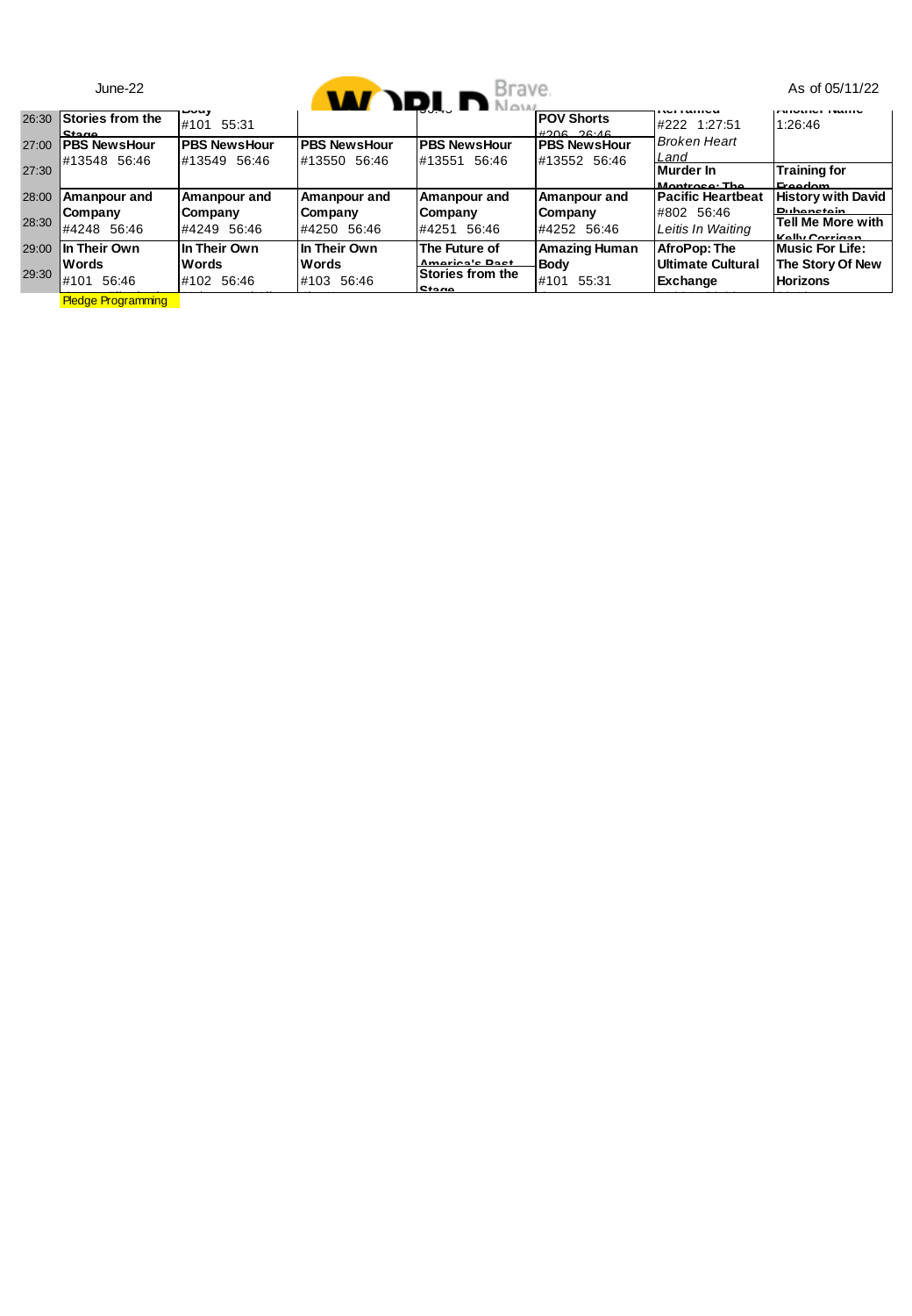June-22 | WORLD Brave. New | As of 05/11/22

| Time | | | | | | | |
|---|---|---|---|---|---|---|---|
| 26:30 | **Stories from the Stage** | **Body** #101 55:31 | | 56:46 | **POV Shorts** #206 26:46 | **Reframed** #222 1:27:51 | **Another Name** 1:26:46 |
| 27:00 | **PBS NewsHour** #13548 56:46 | **PBS NewsHour** #13549 56:46 | **PBS NewsHour** #13550 56:46 | **PBS NewsHour** #13551 56:46 | **PBS NewsHour** #13552 56:46 | *Broken Heart Land* | |
| 27:30 | | | | | | **Murder In Montrose: The** | **Training for Freedom** |
| 28:00 | **Amanpour and Company** #4248 56:46 | **Amanpour and Company** #4249 56:46 | **Amanpour and Company** #4250 56:46 | **Amanpour and Company** #4251 56:46 | **Amanpour and Company** #4252 56:46 | **Pacific Heartbeat** #802 56:46 *Leitis In Waiting* | **History with David Rubenstein** |
| 28:30 | | | | | | | **Tell Me More with Kelly Corrigan** |
| 29:00 | **In Their Own Words** #101 56:46 | **In Their Own Words** #102 56:46 | **In Their Own Words** #103 56:46 | **The Future of America's Past** | **Amazing Human Body** #101 55:31 | **AfroPop: The Ultimate Cultural Exchange** | **Music For Life: The Story Of New Horizons** |
| 29:30 | | | | **Stories from the Stage** | | | |

Pledge Programming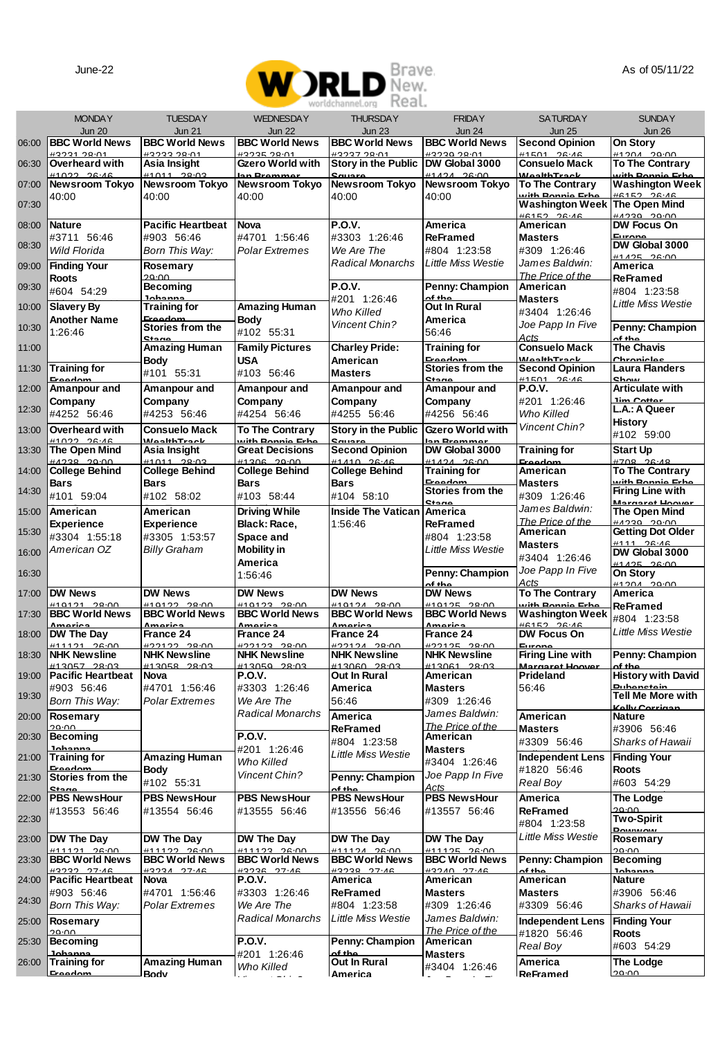June-22

WORLD Brave. New. Real. worldchannel.org

As of 05/11/22

| | MONDAY Jun 20 | TUESDAY Jun 21 | WEDNESDAY Jun 22 | THURSDAY Jun 23 | FRIDAY Jun 24 | SATURDAY Jun 25 | SUNDAY Jun 26 |
|---|---|---|---|---|---|---|---|
| 06:00 | **BBC World News** #3231 28:01 | **BBC World News** #3233 28:01 | **BBC World News** #3235 28:01 | **BBC World News** #3237 28:01 | **BBC World News** #3239 28:01 | **Second Opinion** #1501 26:46 | **On Story** #1204 29:00 |
| 06:30 | **Overheard with** #1022 26:46 | **Asia Insight** #1011 28:03 | **Gzero World with Ian Bremmer** | **Story in the Public Square** | **DW Global 3000** #1424 26:00 | **Consuelo Mack WealthTrack** | **To The Contrary with Bonnie Erbe** |
| 07:00 | **Newsroom Tokyo** 40:00 | **Newsroom Tokyo** 40:00 | **Newsroom Tokyo** 40:00 | **Newsroom Tokyo** 40:00 | **Newsroom Tokyo** 40:00 | **To The Contrary with Bonnie Erbe** #6152 26:46 | **Washington Week** |
| 07:30 | | | | | | **Washington Week** #6152 26:46 | **The Open Mind** #4230 29:00 |
| 08:00 | **Nature** #3711 56:46 *Wild Florida* | **Pacific Heartbeat** #903 56:46 *Born This Way:* | **Nova** #4701 1:56:46 *Polar Extremes* | **P.O.V.** #3303 1:26:46 *We Are The Radical Monarchs* | **America ReFramed** #804 1:23:58 *Little Miss Westie* | **American Masters** #309 1:26:46 *James Baldwin: The Price of the* | **DW Focus On Europe** |
| 08:30 | | | | | | | **DW Global 3000** #1425 26:00 |
| 09:00 | **Finding Your Roots** #604 54:29 | **Rosemary** 29:00 | | | | | **America ReFramed** #804 1:23:58 *Little Miss Westie* |
| 09:30 | | **Becoming Johanna** | | **P.O.V.** #201 1:26:46 *Who Killed Vincent Chin?* | **Penny: Champion of the** | **American Masters** #3404 1:26:46 *Joe Papp In Five Acts* | |
| 10:00 | **Slavery By Another Name** 1:26:46 | **Training for Freedom** | **Amazing Human Body** #102 55:31 | | **Out In Rural America** 56:46 | | |
| 10:30 | | **Stories from the Stage** | | | | | **Penny: Champion of the** |
| 11:00 | | **Amazing Human Body** #101 55:31 | **Family Pictures USA** #103 56:46 | **Charley Pride: American Masters** | **Training for Freedom** | **Consuelo Mack WealthTrack** | **The Chavis Chronicles** |
| 11:30 | **Training for Freedom** | | | | **Stories from the Stage** | **Second Opinion** #1501 26:46 | **Laura Flanders Show** |
| 12:00 | **Amanpour and Company** #4252 56:46 | **Amanpour and Company** #4253 56:46 | **Amanpour and Company** #4254 56:46 | **Amanpour and Company** #4255 56:46 | **Amanpour and Company** #4256 56:46 | **P.O.V.** #201 1:26:46 *Who Killed Vincent Chin?* | **Articulate with Jim Cotter** |
| 12:30 | | | | | | | **L.A.: A Queer History** #102 59:00 |
| 13:00 | **Overheard with** #1022 26:46 | **Consuelo Mack WealthTrack** | **To The Contrary with Bonnie Erbe** | **Story in the Public Square** | **Gzero World with Ian Bremmer** | | |
| 13:30 | **The Open Mind** #4228 29:00 | **Asia Insight** #1011 28:03 | **Great Decisions** #1306 29:00 | **Second Opinion** #1410 26:46 | **DW Global 3000** #1424 26:00 | **Training for Freedom** | **Start Up** #708 26:48 |
| 14:00 | **College Behind Bars** #101 59:04 | **College Behind Bars** #102 58:02 | **College Behind Bars** #103 58:44 | **College Behind Bars** #104 58:10 | **Training for Freedom** | **American Masters** #309 1:26:46 *James Baldwin: The Price of the* | **To The Contrary with Bonnie Erbe** |
| 14:30 | | | | | **Stories from the Stage** | | **Firing Line with Margaret Hoover** |
| 15:00 | **American Experience** #3304 1:55:18 *American OZ* | **American Experience** #3305 1:53:57 *Billy Graham* | **Driving While Black: Race, Space and Mobility in America** 1:56:46 | **Inside The Vatican** 1:56:46 | **America ReFramed** #804 1:23:58 *Little Miss Westie* | | **The Open Mind** #4230 29:00 |
| 15:30 | | | | | | **American Masters** #3404 1:26:46 *Joe Papp In Five Acts* | **Getting Dot Older** #111 26:46 |
| 16:00 | | | | | | | **DW Global 3000** #1425 26:00 |
| 16:30 | | | | | **Penny: Champion of the** | | **On Story** #1204 29:00 |
| 17:00 | **DW News** #19121 28:00 | **DW News** #19122 28:00 | **DW News** #19123 28:00 | **DW News** #19124 28:00 | **DW News** #19125 28:00 | **To The Contrary with Bonnie Erbe** | **America ReFramed** #804 1:23:58 *Little Miss Westie* |
| 17:30 | **BBC World News America** | **BBC World News America** | **BBC World News America** | **BBC World News America** | **BBC World News America** | **Washington Week** #6152 26:46 | |
| 18:00 | **DW The Day** #11121 26:00 | **France 24** #22122 28:00 | **France 24** #22123 28:00 | **France 24** #22124 28:00 | **France 24** #22125 28:00 | **DW Focus On Europe** | |
| 18:30 | **NHK Newsline** #13057 28:03 | **NHK Newsline** #13058 28:03 | **NHK Newsline** #13059 28:03 | **NHK Newsline** #13060 28:03 | **NHK Newsline** #13061 28:03 | **Firing Line with Margaret Hoover** | **Penny: Champion of the** |
| 19:00 | **Pacific Heartbeat** #903 56:46 *Born This Way:* | **Nova** #4701 1:56:46 *Polar Extremes* | **P.O.V.** #3303 1:26:46 *We Are The Radical Monarchs* | **Out In Rural America** 56:46 | **American Masters** #309 1:26:46 *James Baldwin: The Price of the* | **Prideland** 56:46 | **History with David Rubenstein** |
| 19:30 | | | | | | | **Tell Me More with Kelly Corrigan** |
| 20:00 | **Rosemary** 29:00 | | | **America ReFramed** #804 1:23:58 *Little Miss Westie* | | **American Masters** #3309 56:46 | **Nature** #3906 56:46 *Sharks of Hawaii* |
| 20:30 | **Becoming Johanna** | | **P.O.V.** #201 1:26:46 *Who Killed Vincent Chin?* | | **American Masters** #3404 1:26:46 *Joe Papp In Five Acts* | | |
| 21:00 | **Training for Freedom** | **Amazing Human Body** #102 55:31 | | | | **Independent Lens** #1820 56:46 *Real Boy* | **Finding Your Roots** #603 54:29 |
| 21:30 | **Stories from the Stage** | | | **Penny: Champion of the** | | | |
| 22:00 | **PBS NewsHour** #13553 56:46 | **PBS NewsHour** #13554 56:46 | **PBS NewsHour** #13555 56:46 | **PBS NewsHour** #13556 56:46 | **PBS NewsHour** #13557 56:46 | **America ReFramed** #804 1:23:58 *Little Miss Westie* | **The Lodge** 29:00 |
| 22:30 | | | | | | | **Two-Spirit Powwow** |
| 23:00 | **DW The Day** #11121 26:00 | **DW The Day** #11122 26:00 | **DW The Day** #11123 26:00 | **DW The Day** #11124 26:00 | **DW The Day** #11125 26:00 | | **Rosemary** 29:00 |
| 23:30 | **BBC World News** #3232 27:46 | **BBC World News** #3234 27:46 | **BBC World News** #3236 27:46 | **BBC World News** #3238 27:46 | **BBC World News** #3240 27:46 | **Penny: Champion of the** | **Becoming Johanna** |
| 24:00 | **Pacific Heartbeat** #903 56:46 *Born This Way:* | **Nova** #4701 1:56:46 *Polar Extremes* | **P.O.V.** #3303 1:26:46 *We Are The Radical Monarchs* | **America ReFramed** #804 1:23:58 *Little Miss Westie* | **American Masters** #309 1:26:46 *James Baldwin: The Price of the* | **American Masters** #3309 56:46 | **Nature** #3906 56:46 *Sharks of Hawaii* |
| 24:30 | | | | | | | |
| 25:00 | **Rosemary** 29:00 | | | | | **Independent Lens** #1820 56:46 *Real Boy* | **Finding Your Roots** #603 54:29 |
| 25:30 | **Becoming Johanna** | | **P.O.V.** #201 1:26:46 *Who Killed* | **Penny: Champion of the** | **American Masters** #3404 1:26:46 | | |
| 26:00 | **Training for Freedom** | **Amazing Human Body** | | **Out In Rural America** | | **America ReFramed** | **The Lodge** 29:00 |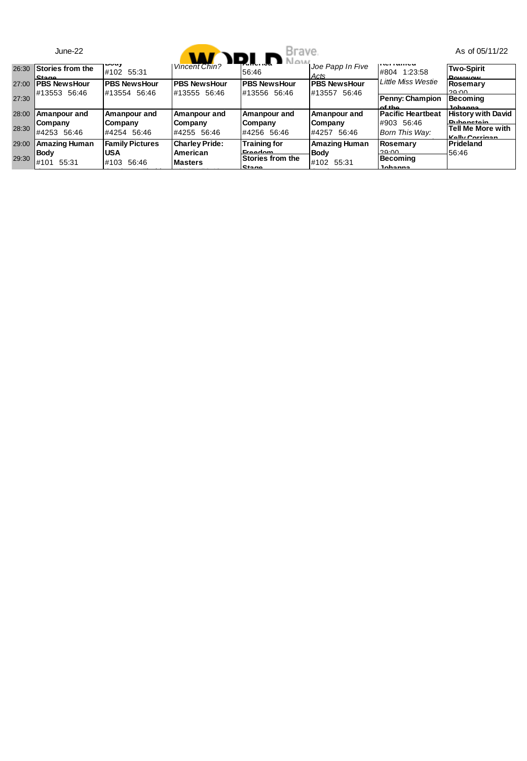June-22 | As of 05/11/22

| | | | | | | | |
|---|---|---|---|---|---|---|---|
| 26:30 | **Stories from the Stage** | **Body** #102 55:31 | *Vincent Chin?* | **America** 56:46 | *Joe Papp In Five Acts* | **Reframed** #804 1:23:58 | **Two-Spirit Powwow** |
| 27:00 | **PBS NewsHour** #13553 56:46 | **PBS NewsHour** #13554 56:46 | **PBS NewsHour** #13555 56:46 | **PBS NewsHour** #13556 56:46 | **PBS NewsHour** #13557 56:46 | *Little Miss Westie* | **Rosemary** 29:00 |
| 27:30 | | | | | | **Penny: Champion of the** | **Becoming Johanna** |
| 28:00 | **Amanpour and Company** #4253 56:46 | **Amanpour and Company** #4254 56:46 | **Amanpour and Company** #4255 56:46 | **Amanpour and Company** #4256 56:46 | **Amanpour and Company** #4257 56:46 | **Pacific Heartbeat** #903 56:46 | **History with David Rubenstein** |
| 28:30 | | | | | | *Born This Way:* | **Tell Me More with Kelly Corrigan** |
| 29:00 | **Amazing Human Body** #101 55:31 | **Family Pictures USA** #103 56:46 | **Charley Pride: American Masters** | **Training for Freedom** | **Amazing Human Body** #102 55:31 | **Rosemary** 29:00 | **Prideland** 56:46 |
| 29:30 | | | | **Stories from the Stage** | | **Becoming Johanna** | |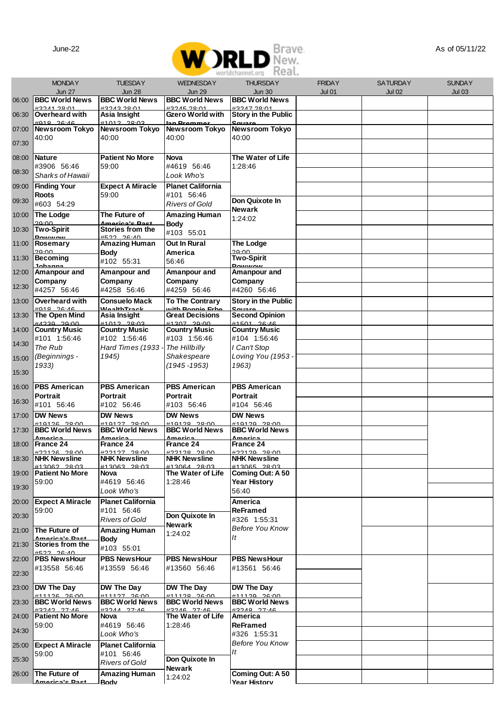June-22

# WORLD Brave. New. Real.
worldchannel.org

As of 05/11/22

| | MONDAY Jun 27 | TUESDAY Jun 28 | WEDNESDAY Jun 29 | THURSDAY Jun 30 | FRIDAY Jul 01 | SATURDAY Jul 02 | SUNDAY Jul 03 |
|---|---|---|---|---|---|---|---|
| 06:00 | **BBC World News** #3241 28:01 | **BBC World News** #3243 28:01 | **BBC World News** #3245 28:01 | **BBC World News** #3247 28:01 | | | |
| 06:30 | **Overheard with** #918 26:46 | **Asia Insight** #1012 28:03 | **Gzero World with Ian Bremmer** | **Story in the Public Square** | | | |
| 07:00 | **Newsroom Tokyo** 40:00 | **Newsroom Tokyo** 40:00 | **Newsroom Tokyo** 40:00 | **Newsroom Tokyo** 40:00 | | | |
| 07:30 | | | | | | | |
| 08:00 | **Nature** #3906 56:46 *Sharks of Hawaii* | **Patient No More** 59:00 | **Nova** #4619 56:46 *Look Who's* | **The Water of Life** 1:28:46 | | | |
| 08:30 | | | | | | | |
| 09:00 | **Finding Your Roots** #603 54:29 | **Expect A Miracle** 59:00 | **Planet California** #101 56:46 *Rivers of Gold* | | | | |
| 09:30 | | | | **Don Quixote In Newark** 1:24:02 | | | |
| 10:00 | **The Lodge** 29:00 | **The Future of America's Past** | **Amazing Human Body** #103 55:01 | | | | |
| 10:30 | **Two-Spirit Powwow** | **Stories from the** #522 26:40 | | | | | |
| 11:00 | **Rosemary** 29:00 | **Amazing Human Body** #102 55:31 | **Out In Rural America** 56:46 | **The Lodge** 29:00 | | | |
| 11:30 | **Becoming Johanna** | | | **Two-Spirit Powwow** | | | |
| 12:00 | **Amanpour and Company** #4257 56:46 | **Amanpour and Company** #4258 56:46 | **Amanpour and Company** #4259 56:46 | **Amanpour and Company** #4260 56:46 | | | |
| 12:30 | | | | | | | |
| 13:00 | **Overheard with** #918 26:46 | **Consuelo Mack WealthTrack** | **To The Contrary with Bonnie Erbe** | **Story in the Public Square** | | | |
| 13:30 | **The Open Mind** #4239 29:00 | **Asia Insight** #1012 28:03 | **Great Decisions** #1307 29:00 | **Second Opinion** #1501 26:46 | | | |
| 14:00 | **Country Music** #101 1:56:46 *The Rub (Beginnings - 1933)* | **Country Music** #102 1:56:46 *Hard Times (1933 - 1945)* | **Country Music** #103 1:56:46 *The Hillbilly Shakespeare (1945 -1953)* | **Country Music** #104 1:56:46 *I Can't Stop Loving You (1953 - 1963)* | | | |
| 14:30 | | | | | | | |
| 15:00 | | | | | | | |
| 15:30 | | | | | | | |
| 16:00 | **PBS American Portrait** #101 56:46 | **PBS American Portrait** #102 56:46 | **PBS American Portrait** #103 56:46 | **PBS American Portrait** #104 56:46 | | | |
| 16:30 | | | | | | | |
| 17:00 | **DW News** #19126 28:00 | **DW News** #19127 28:00 | **DW News** #19128 28:00 | **DW News** #19129 28:00 | | | |
| 17:30 | **BBC World News America** | **BBC World News America** | **BBC World News America** | **BBC World News America** | | | |
| 18:00 | **France 24** #22126 28:00 | **France 24** #22127 28:00 | **France 24** #22128 28:00 | **France 24** #22129 28:00 | | | |
| 18:30 | **NHK Newsline** #13062 28:03 | **NHK Newsline** #13063 28:03 | **NHK Newsline** #13064 28:03 | **NHK Newsline** #13065 28:03 | | | |
| 19:00 | **Patient No More** 59:00 | **Nova** #4619 56:46 *Look Who's* | **The Water of Life** 1:28:46 | **Coming Out: A 50 Year History** 56:40 | | | |
| 19:30 | | | | | | | |
| 20:00 | **Expect A Miracle** 59:00 | **Planet California** #101 56:46 *Rivers of Gold* | | **America ReFramed** #326 1:55:31 *Before You Know It* | | | |
| 20:30 | | | **Don Quixote In Newark** 1:24:02 | | | | |
| 21:00 | **The Future of America's Past** | **Amazing Human Body** #103 55:01 | | | | | |
| 21:30 | **Stories from the** #522 26:40 | | | | | | |
| 22:00 | **PBS NewsHour** #13558 56:46 | **PBS NewsHour** #13559 56:46 | **PBS NewsHour** #13560 56:46 | **PBS NewsHour** #13561 56:46 | | | |
| 22:30 | | | | | | | |
| 23:00 | **DW The Day** #11126 26:00 | **DW The Day** #11127 26:00 | **DW The Day** #11128 26:00 | **DW The Day** #11129 26:00 | | | |
| 23:30 | **BBC World News** #3242 27:46 | **BBC World News** #3244 27:46 | **BBC World News** #3246 27:46 | **BBC World News** #3248 27:46 | | | |
| 24:00 | **Patient No More** 59:00 | **Nova** #4619 56:46 *Look Who's* | **The Water of Life** 1:28:46 | **America ReFramed** #326 1:55:31 *Before You Know It* | | | |
| 24:30 | | | | | | | |
| 25:00 | **Expect A Miracle** 59:00 | **Planet California** #101 56:46 *Rivers of Gold* | | | | | |
| 25:30 | | | **Don Quixote In Newark** 1:24:02 | | | | |
| 26:00 | **The Future of America's Past** | **Amazing Human Body** | | **Coming Out: A 50 Year History** | | | |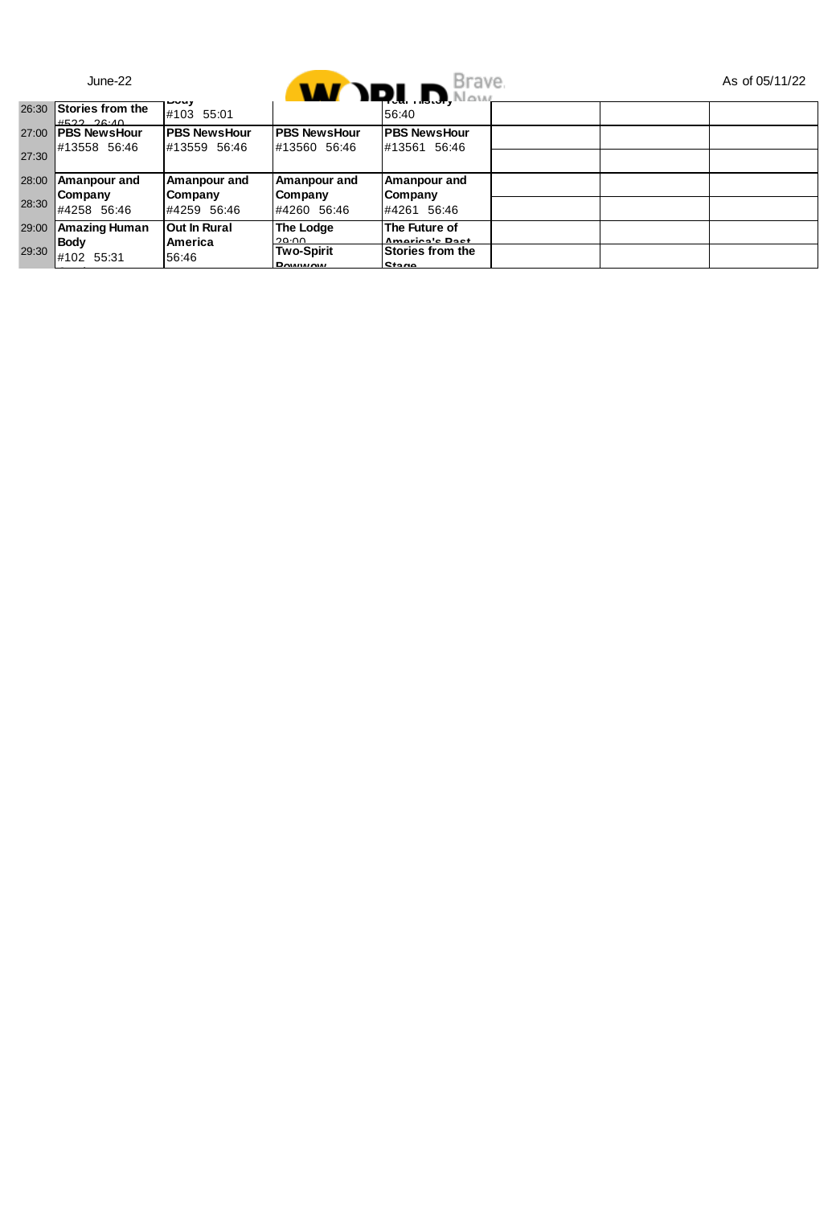June-22

As of 05/11/22

| | | | | | | | |
|---|---|---|---|---|---|---|---|
| 26:30 | **Stories from the** #522 26:40 | **Body** #103 55:01 | | **Year History** 56:40 | | | |
| 27:00 | **PBS NewsHour** #13558 56:46 | **PBS NewsHour** #13559 56:46 | **PBS NewsHour** #13560 56:46 | **PBS NewsHour** #13561 56:46 | | | |
| 27:30 | | | | | | | |
| 28:00 | **Amanpour and Company** #4258 56:46 | **Amanpour and Company** #4259 56:46 | **Amanpour and Company** #4260 56:46 | **Amanpour and Company** #4261 56:46 | | | |
| 28:30 | | | | | | | |
| 29:00 | **Amazing Human Body** #102 55:31 | **Out In Rural America** 56:46 | **The Lodge** 29:00 | **The Future of America's Past** | | | |
| 29:30 | | | **Two-Spirit Powwow** | **Stories from the Stage** | | | |